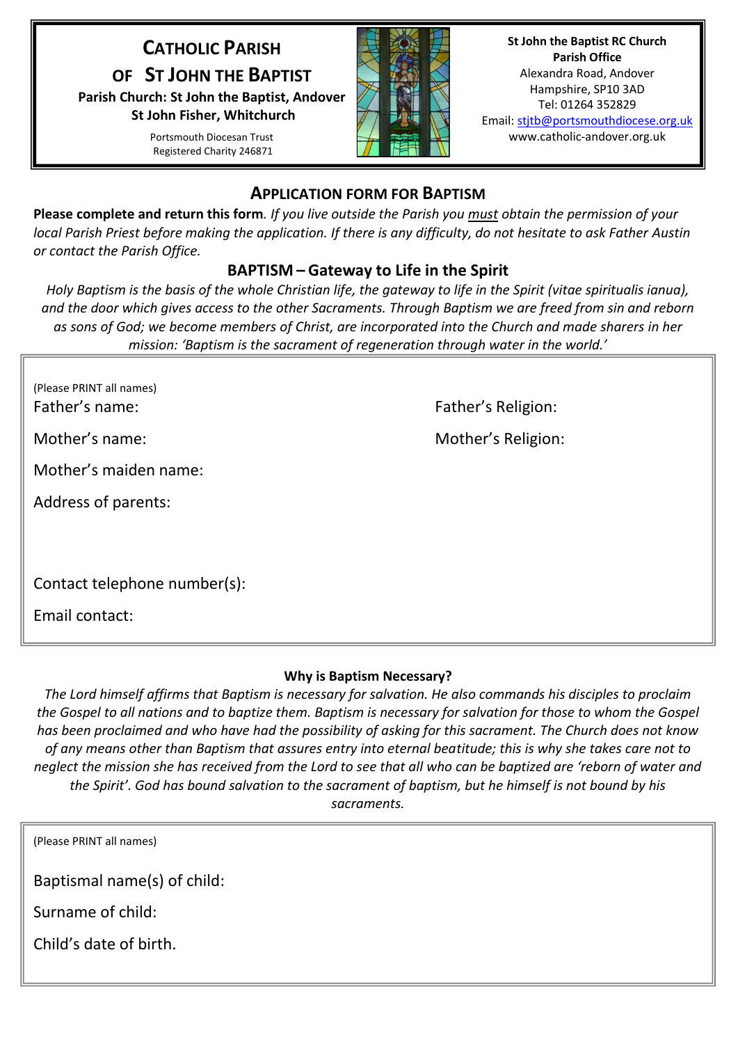# CATHOLIC PARISH OF ST JOHN THE BAPTIST

**Parish Church: St John the Baptist, Andover**
**St John Fisher, Whitchurch**

Portsmouth Diocesan Trust
Registered Charity 246871

**St John the Baptist RC Church**
**Parish Office**
Alexandra Road, Andover
Hampshire, SP10 3AD
Tel: 01264 352829
Email: stjtb@portsmouthdiocese.org.uk
www.catholic-andover.org.uk

## APPLICATION FORM FOR BAPTISM

**Please complete and return this form**. *If you live outside the Parish you must obtain the permission of your local Parish Priest before making the application. If there is any difficulty, do not hesitate to ask Father Austin or contact the Parish Office.*

### BAPTISM – Gateway to Life in the Spirit

*Holy Baptism is the basis of the whole Christian life, the gateway to life in the Spirit (vitae spiritualis ianua), and the door which gives access to the other Sacraments. Through Baptism we are freed from sin and reborn as sons of God; we become members of Christ, are incorporated into the Church and made sharers in her mission: 'Baptism is the sacrament of regeneration through water in the world.'*

(Please PRINT all names)

Father's name: Father's Religion:

Mother's name: Mother's Religion:

Mother's maiden name:

Address of parents:

Contact telephone number(s):

Email contact:

**Why is Baptism Necessary?**

*The Lord himself affirms that Baptism is necessary for salvation. He also commands his disciples to proclaim the Gospel to all nations and to baptize them. Baptism is necessary for salvation for those to whom the Gospel has been proclaimed and who have had the possibility of asking for this sacrament. The Church does not know of any means other than Baptism that assures entry into eternal beatitude; this is why she takes care not to neglect the mission she has received from the Lord to see that all who can be baptized are 'reborn of water and the Spirit'. God has bound salvation to the sacrament of baptism, but he himself is not bound by his sacraments.*

(Please PRINT all names)

Baptismal name(s) of child:

Surname of child:

Child's date of birth.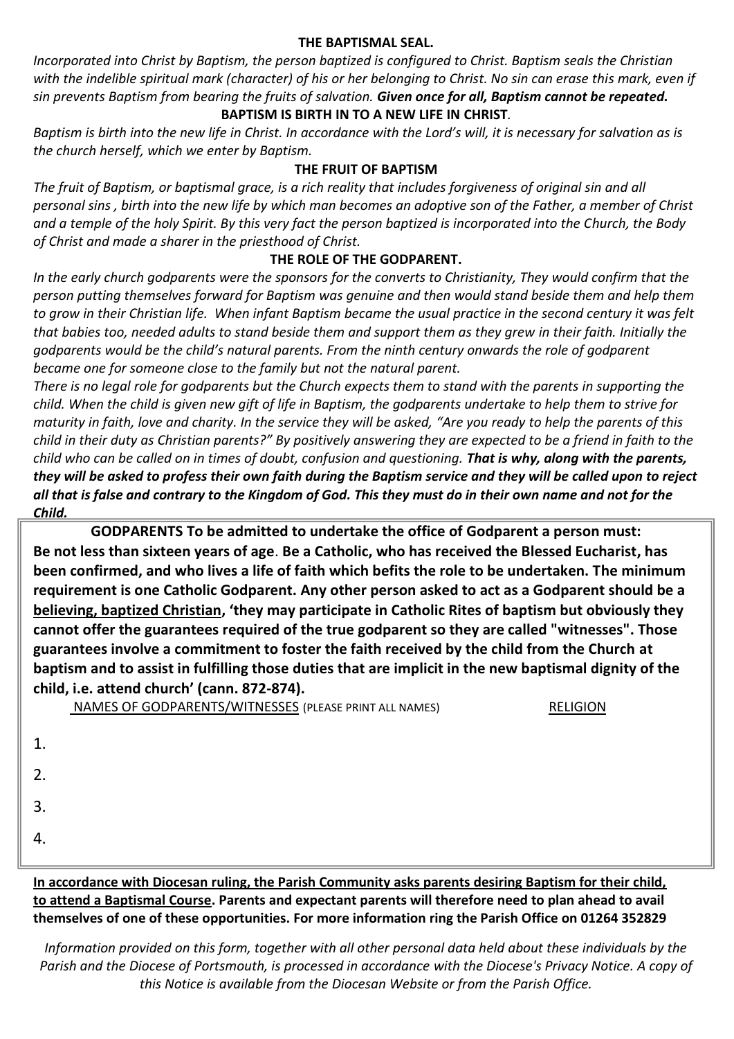### THE BAPTISMAL SEAL.

*Incorporated into Christ by Baptism, the person baptized is configured to Christ. Baptism seals the Christian with the indelible spiritual mark (character) of his or her belonging to Christ. No sin can erase this mark, even if sin prevents Baptism from bearing the fruits of salvation.* ***Given once for all, Baptism cannot be repeated.***

### BAPTISM IS BIRTH IN TO A NEW LIFE IN CHRIST.

*Baptism is birth into the new life in Christ. In accordance with the Lord's will, it is necessary for salvation as is the church herself, which we enter by Baptism.*

### THE FRUIT OF BAPTISM

*The fruit of Baptism, or baptismal grace, is a rich reality that includes forgiveness of original sin and all personal sins , birth into the new life by which man becomes an adoptive son of the Father, a member of Christ and a temple of the holy Spirit. By this very fact the person baptized is incorporated into the Church, the Body of Christ and made a sharer in the priesthood of Christ.*

### THE ROLE OF THE GODPARENT.

*In the early church godparents were the sponsors for the converts to Christianity, They would confirm that the person putting themselves forward for Baptism was genuine and then would stand beside them and help them to grow in their Christian life. When infant Baptism became the usual practice in the second century it was felt that babies too, needed adults to stand beside them and support them as they grew in their faith. Initially the godparents would be the child's natural parents. From the ninth century onwards the role of godparent became one for someone close to the family but not the natural parent.*

*There is no legal role for godparents but the Church expects them to stand with the parents in supporting the child. When the child is given new gift of life in Baptism, the godparents undertake to help them to strive for maturity in faith, love and charity. In the service they will be asked, "Are you ready to help the parents of this child in their duty as Christian parents?" By positively answering they are expected to be a friend in faith to the child who can be called on in times of doubt, confusion and questioning.* ***That is why, along with the parents, they will be asked to profess their own faith during the Baptism service and they will be called upon to reject all that is false and contrary to the Kingdom of God. This they must do in their own name and not for the Child.***

**GODPARENTS To be admitted to undertake the office of Godparent a person must:**
**Be not less than sixteen years of age. Be a Catholic, who has received the Blessed Eucharist, has been confirmed, and who lives a life of faith which befits the role to be undertaken. The minimum requirement is one Catholic Godparent. Any other person asked to act as a Godparent should be a believing, baptized Christian, 'they may participate in Catholic Rites of baptism but obviously they cannot offer the guarantees required of the true godparent so they are called "witnesses". Those guarantees involve a commitment to foster the faith received by the child from the Church at baptism and to assist in fulfilling those duties that are implicit in the new baptismal dignity of the child, i.e. attend church' (cann. 872-874).**

| NAMES OF GODPARENTS/WITNESSES (PLEASE PRINT ALL NAMES) | RELIGION |
|---|---|
| 1. | |
| 2. | |
| 3. | |
| 4. | |

**In accordance with Diocesan ruling, the Parish Community asks parents desiring Baptism for their child, to attend a Baptismal Course. Parents and expectant parents will therefore need to plan ahead to avail themselves of one of these opportunities. For more information ring the Parish Office on 01264 352829**

*Information provided on this form, together with all other personal data held about these individuals by the Parish and the Diocese of Portsmouth, is processed in accordance with the Diocese's Privacy Notice. A copy of this Notice is available from the Diocesan Website or from the Parish Office.*